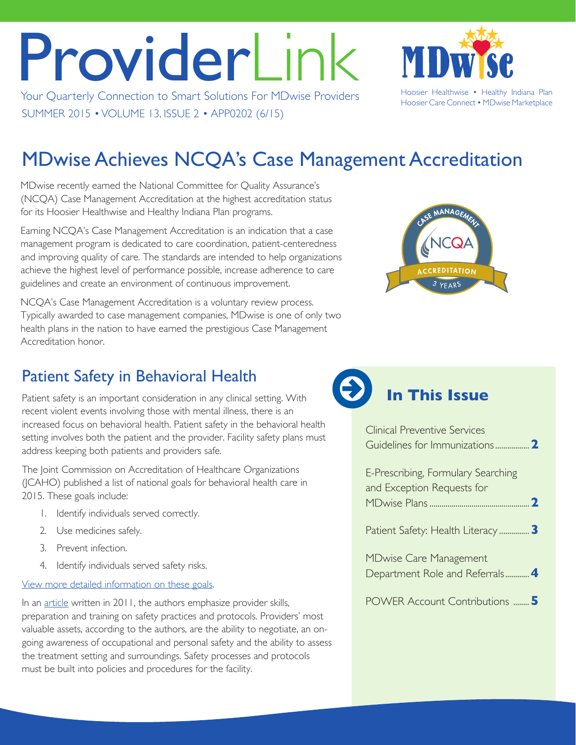# ProviderLink

Your Quarterly Connection to Smart Solutions For MDwise Providers

SUMMER 2015 • VOLUME 13, ISSUE 2 • APP0202 (6/15)

MDwise

Hoosier Healthwise • Healthy Indiana Plan
Hoosier Care Connect • MDwise Marketplace

## MDwise Achieves NCQA's Case Management Accreditation

MDwise recently earned the National Committee for Quality Assurance's (NCQA) Case Management Accreditation at the highest accreditation status for its Hoosier Healthwise and Healthy Indiana Plan programs.

Earning NCQA's Case Management Accreditation is an indication that a case management program is dedicated to care coordination, patient-centeredness and improving quality of care. The standards are intended to help organizations achieve the highest level of performance possible, increase adherence to care guidelines and create an environment of continuous improvement.

NCQA's Case Management Accreditation is a voluntary review process. Typically awarded to case management companies, MDwise is one of only two health plans in the nation to have earned the prestigious Case Management Accreditation honor.

## Patient Safety in Behavioral Health

Patient safety is an important consideration in any clinical setting. With recent violent events involving those with mental illness, there is an increased focus on behavioral health. Patient safety in the behavioral health setting involves both the patient and the provider. Facility safety plans must address keeping both patients and providers safe.

The Joint Commission on Accreditation of Healthcare Organizations (JCAHO) published a list of national goals for behavioral health care in 2015. These goals include:

1. Identify individuals served correctly.
2. Use medicines safely.
3. Prevent infection.
4. Identify individuals served safety risks.

View more detailed information on these goals.

In an article written in 2011, the authors emphasize provider skills, preparation and training on safety practices and protocols. Providers' most valuable assets, according to the authors, are the ability to negotiate, an on-going awareness of occupational and personal safety and the ability to assess the treatment setting and surroundings. Safety processes and protocols must be built into policies and procedures for the facility.

## In This Issue

- Clinical Preventive Services Guidelines for Immunizations ........ **2**
- E-Prescribing, Formulary Searching and Exception Requests for MDwise Plans ........ **2**
- Patient Safety: Health Literacy ........ **3**
- MDwise Care Management Department Role and Referrals ........ **4**
- POWER Account Contributions ........ **5**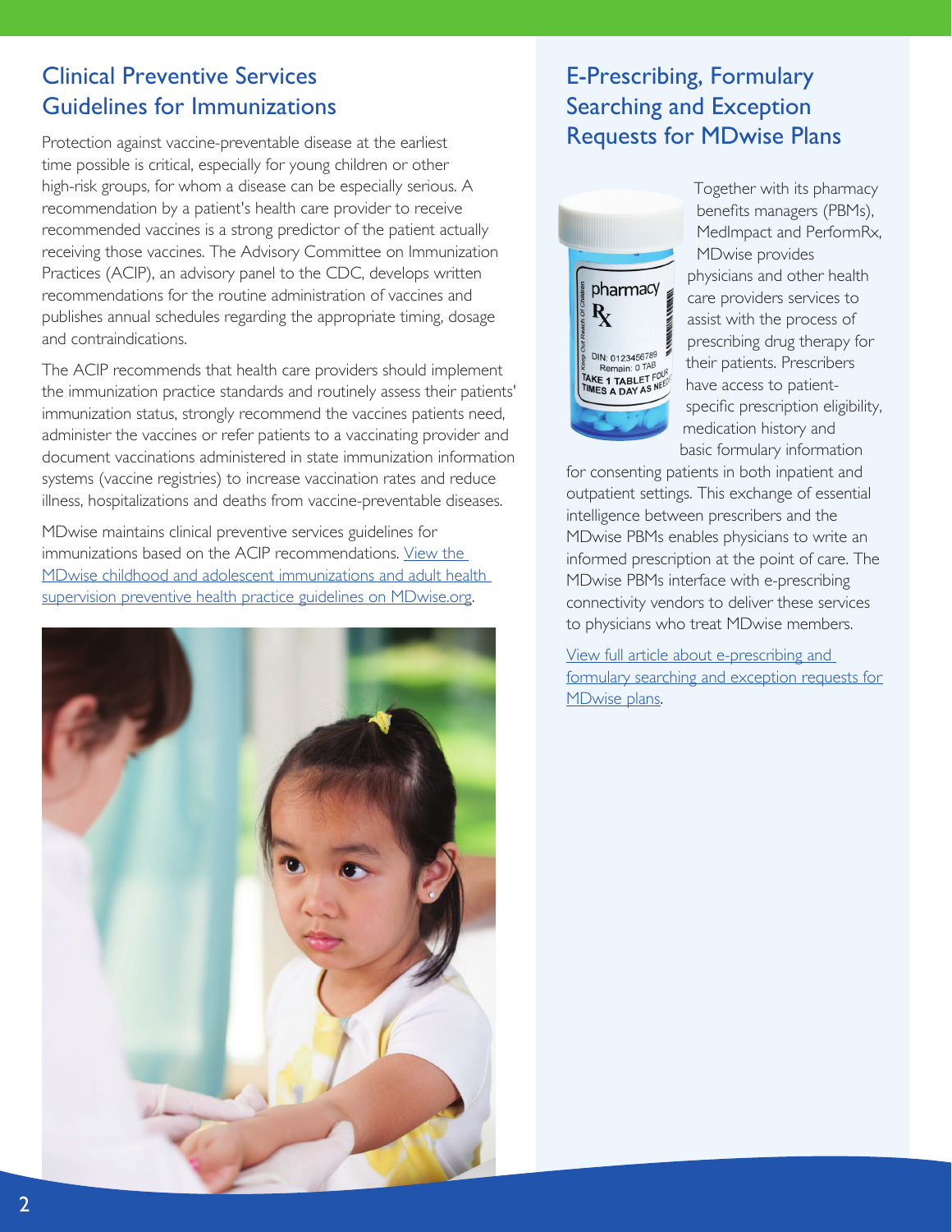## Clinical Preventive Services Guidelines for Immunizations

Protection against vaccine-preventable disease at the earliest time possible is critical, especially for young children or other high-risk groups, for whom a disease can be especially serious. A recommendation by a patient's health care provider to receive recommended vaccines is a strong predictor of the patient actually receiving those vaccines. The Advisory Committee on Immunization Practices (ACIP), an advisory panel to the CDC, develops written recommendations for the routine administration of vaccines and publishes annual schedules regarding the appropriate timing, dosage and contraindications.

The ACIP recommends that health care providers should implement the immunization practice standards and routinely assess their patients' immunization status, strongly recommend the vaccines patients need, administer the vaccines or refer patients to a vaccinating provider and document vaccinations administered in state immunization information systems (vaccine registries) to increase vaccination rates and reduce illness, hospitalizations and deaths from vaccine-preventable diseases.

MDwise maintains clinical preventive services guidelines for immunizations based on the ACIP recommendations. View the MDwise childhood and adolescent immunizations and adult health supervision preventive health practice guidelines on MDwise.org.

## E-Prescribing, Formulary Searching and Exception Requests for MDwise Plans

Together with its pharmacy benefits managers (PBMs), MedImpact and PerformRx, MDwise provides physicians and other health care providers services to assist with the process of prescribing drug therapy for their patients. Prescribers have access to patient-specific prescription eligibility, medication history and basic formulary information for consenting patients in both inpatient and outpatient settings. This exchange of essential intelligence between prescribers and the MDwise PBMs enables physicians to write an informed prescription at the point of care. The MDwise PBMs interface with e-prescribing connectivity vendors to deliver these services to physicians who treat MDwise members.

View full article about e-prescribing and formulary searching and exception requests for MDwise plans.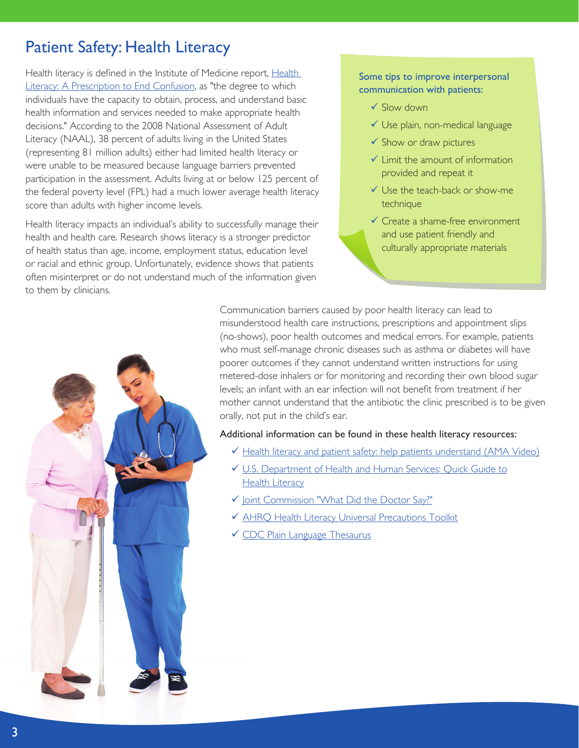# Patient Safety: Health Literacy

Health literacy is defined in the Institute of Medicine report, Health Literacy: A Prescription to End Confusion, as "the degree to which individuals have the capacity to obtain, process, and understand basic health information and services needed to make appropriate health decisions." According to the 2008 National Assessment of Adult Literacy (NAAL), 38 percent of adults living in the United States (representing 81 million adults) either had limited health literacy or were unable to be measured because language barriers prevented participation in the assessment. Adults living at or below 125 percent of the federal poverty level (FPL) had a much lower average health literacy score than adults with higher income levels.

Health literacy impacts an individual's ability to successfully manage their health and health care. Research shows literacy is a stronger predictor of health status than age, income, employment status, education level or racial and ethnic group. Unfortunately, evidence shows that patients often misinterpret or do not understand much of the information given to them by clinicians.

Some tips to improve interpersonal communication with patients:

- ✓ Slow down
- ✓ Use plain, non-medical language
- ✓ Show or draw pictures
- ✓ Limit the amount of information provided and repeat it
- ✓ Use the teach-back or show-me technique
- ✓ Create a shame-free environment and use patient friendly and culturally appropriate materials

Communication barriers caused by poor health literacy can lead to misunderstood health care instructions, prescriptions and appointment slips (no-shows), poor health outcomes and medical errors. For example, patients who must self-manage chronic diseases such as asthma or diabetes will have poorer outcomes if they cannot understand written instructions for using metered-dose inhalers or for monitoring and recording their own blood sugar levels; an infant with an ear infection will not benefit from treatment if her mother cannot understand that the antibiotic the clinic prescribed is to be given orally, not put in the child's ear.

Additional information can be found in these health literacy resources:

- ✓ Health literacy and patient safety: help patients understand (AMA Video)
- ✓ U.S. Department of Health and Human Services: Quick Guide to Health Literacy
- ✓ Joint Commission "What Did the Doctor Say?"
- ✓ AHRQ Health Literacy Universal Precautions Toolkit
- ✓ CDC Plain Language Thesaurus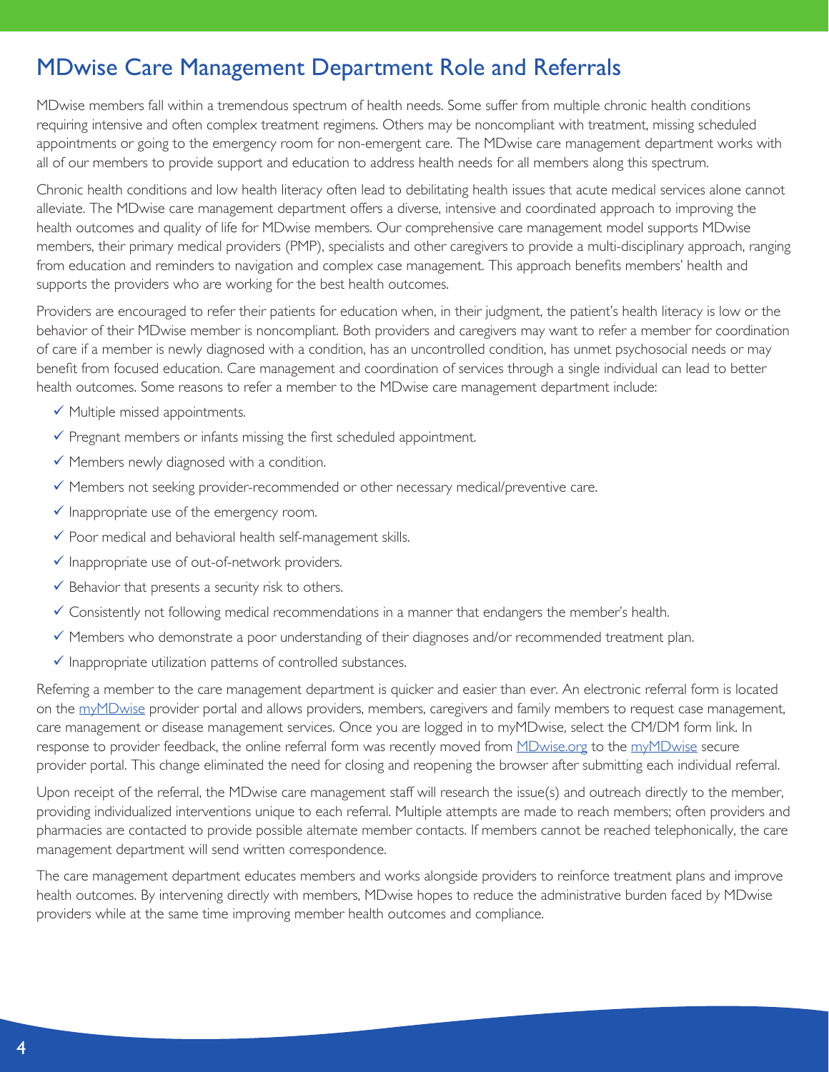# MDwise Care Management Department Role and Referrals

MDwise members fall within a tremendous spectrum of health needs. Some suffer from multiple chronic health conditions requiring intensive and often complex treatment regimens. Others may be noncompliant with treatment, missing scheduled appointments or going to the emergency room for non-emergent care. The MDwise care management department works with all of our members to provide support and education to address health needs for all members along this spectrum.

Chronic health conditions and low health literacy often lead to debilitating health issues that acute medical services alone cannot alleviate. The MDwise care management department offers a diverse, intensive and coordinated approach to improving the health outcomes and quality of life for MDwise members. Our comprehensive care management model supports MDwise members, their primary medical providers (PMP), specialists and other caregivers to provide a multi-disciplinary approach, ranging from education and reminders to navigation and complex case management. This approach benefits members' health and supports the providers who are working for the best health outcomes.

Providers are encouraged to refer their patients for education when, in their judgment, the patient's health literacy is low or the behavior of their MDwise member is noncompliant. Both providers and caregivers may want to refer a member for coordination of care if a member is newly diagnosed with a condition, has an uncontrolled condition, has unmet psychosocial needs or may benefit from focused education. Care management and coordination of services through a single individual can lead to better health outcomes. Some reasons to refer a member to the MDwise care management department include:

- ✓ Multiple missed appointments.
- ✓ Pregnant members or infants missing the first scheduled appointment.
- ✓ Members newly diagnosed with a condition.
- ✓ Members not seeking provider-recommended or other necessary medical/preventive care.
- ✓ Inappropriate use of the emergency room.
- ✓ Poor medical and behavioral health self-management skills.
- ✓ Inappropriate use of out-of-network providers.
- ✓ Behavior that presents a security risk to others.
- ✓ Consistently not following medical recommendations in a manner that endangers the member's health.
- ✓ Members who demonstrate a poor understanding of their diagnoses and/or recommended treatment plan.
- ✓ Inappropriate utilization patterns of controlled substances.

Referring a member to the care management department is quicker and easier than ever. An electronic referral form is located on the myMDwise provider portal and allows providers, members, caregivers and family members to request case management, care management or disease management services. Once you are logged in to myMDwise, select the CM/DM form link. In response to provider feedback, the online referral form was recently moved from MDwise.org to the myMDwise secure provider portal. This change eliminated the need for closing and reopening the browser after submitting each individual referral.

Upon receipt of the referral, the MDwise care management staff will research the issue(s) and outreach directly to the member, providing individualized interventions unique to each referral. Multiple attempts are made to reach members; often providers and pharmacies are contacted to provide possible alternate member contacts. If members cannot be reached telephonically, the care management department will send written correspondence.

The care management department educates members and works alongside providers to reinforce treatment plans and improve health outcomes. By intervening directly with members, MDwise hopes to reduce the administrative burden faced by MDwise providers while at the same time improving member health outcomes and compliance.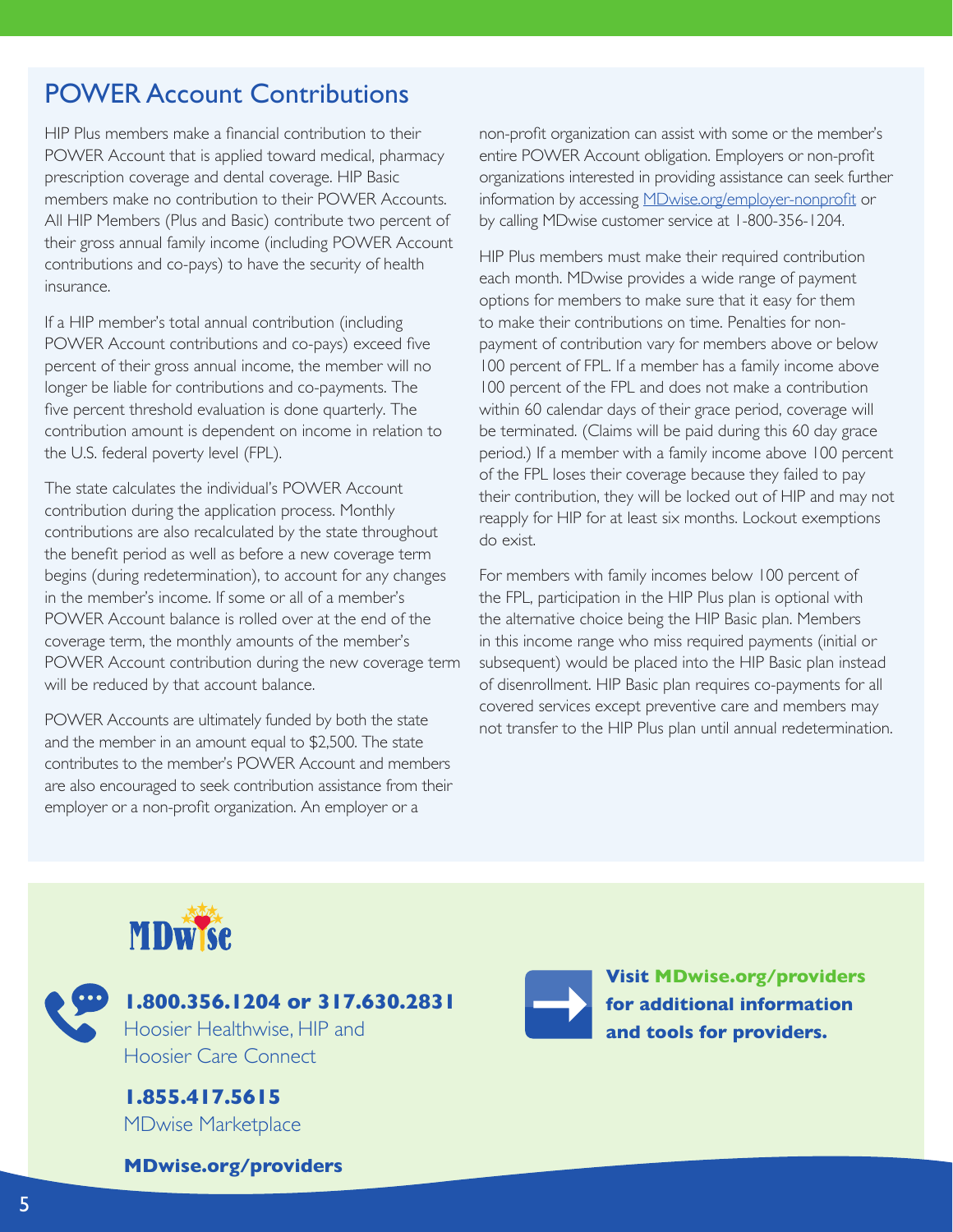## POWER Account Contributions

HIP Plus members make a financial contribution to their POWER Account that is applied toward medical, pharmacy prescription coverage and dental coverage. HIP Basic members make no contribution to their POWER Accounts. All HIP Members (Plus and Basic) contribute two percent of their gross annual family income (including POWER Account contributions and co-pays) to have the security of health insurance.

If a HIP member's total annual contribution (including POWER Account contributions and co-pays) exceed five percent of their gross annual income, the member will no longer be liable for contributions and co-payments. The five percent threshold evaluation is done quarterly. The contribution amount is dependent on income in relation to the U.S. federal poverty level (FPL).

The state calculates the individual's POWER Account contribution during the application process. Monthly contributions are also recalculated by the state throughout the benefit period as well as before a new coverage term begins (during redetermination), to account for any changes in the member's income. If some or all of a member's POWER Account balance is rolled over at the end of the coverage term, the monthly amounts of the member's POWER Account contribution during the new coverage term will be reduced by that account balance.

POWER Accounts are ultimately funded by both the state and the member in an amount equal to $2,500. The state contributes to the member's POWER Account and members are also encouraged to seek contribution assistance from their employer or a non-profit organization. An employer or a non-profit organization can assist with some or the member's entire POWER Account obligation. Employers or non-profit organizations interested in providing assistance can seek further information by accessing MDwise.org/employer-nonprofit or by calling MDwise customer service at 1-800-356-1204.

HIP Plus members must make their required contribution each month. MDwise provides a wide range of payment options for members to make sure that it easy for them to make their contributions on time. Penalties for non-payment of contribution vary for members above or below 100 percent of FPL. If a member has a family income above 100 percent of the FPL and does not make a contribution within 60 calendar days of their grace period, coverage will be terminated. (Claims will be paid during this 60 day grace period.) If a member with a family income above 100 percent of the FPL loses their coverage because they failed to pay their contribution, they will be locked out of HIP and may not reapply for HIP for at least six months. Lockout exemptions do exist.

For members with family incomes below 100 percent of the FPL, participation in the HIP Plus plan is optional with the alternative choice being the HIP Basic plan. Members in this income range who miss required payments (initial or subsequent) would be placed into the HIP Basic plan instead of disenrollment. HIP Basic plan requires co-payments for all covered services except preventive care and members may not transfer to the HIP Plus plan until annual redetermination.

MDwise

**1.800.356.1204 or 317.630.2831**
Hoosier Healthwise, HIP and Hoosier Care Connect

**1.855.417.5615**
MDwise Marketplace

**MDwise.org/providers**

**Visit MDwise.org/providers for additional information and tools for providers.**